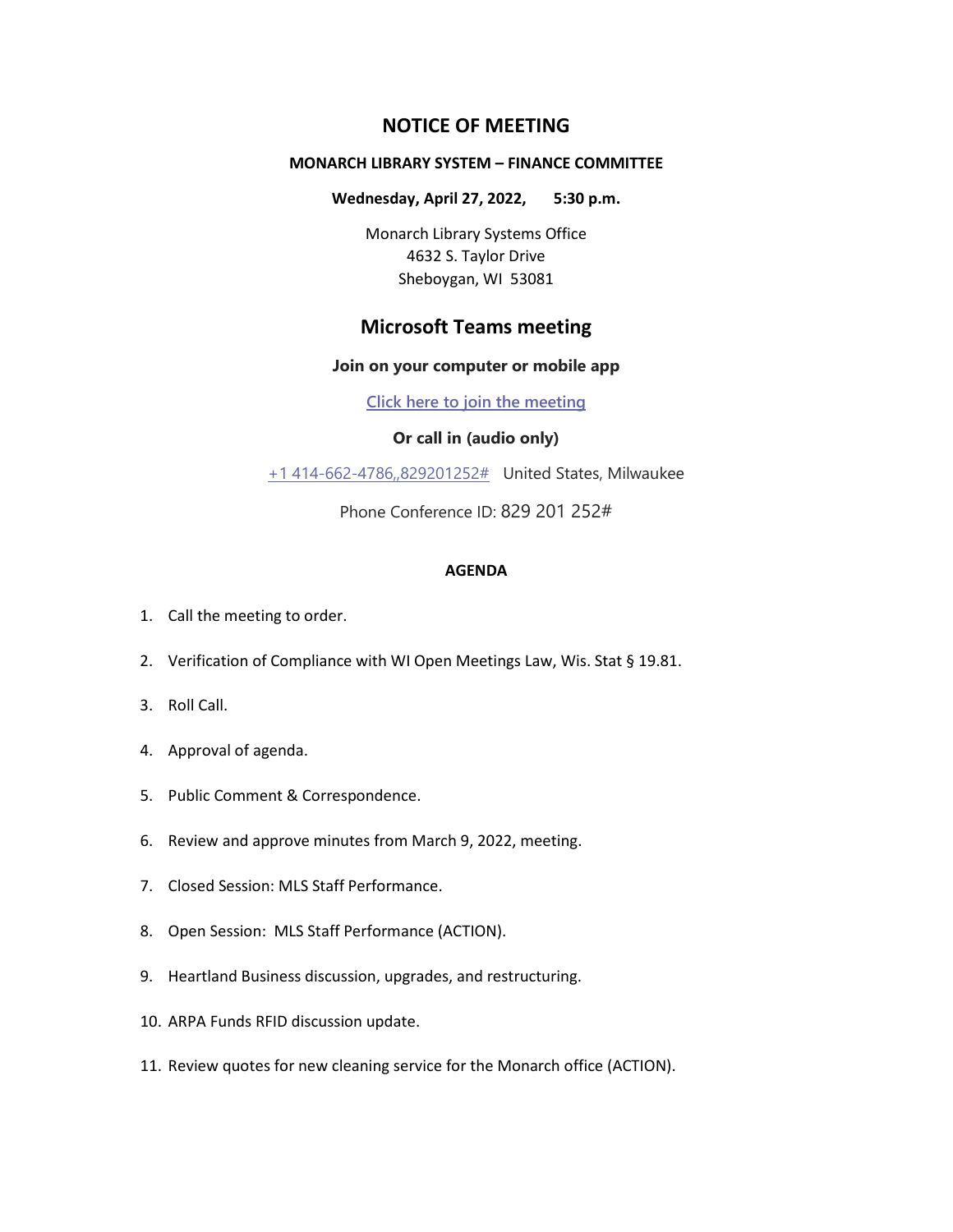# NOTICE OF MEETING

**MONARCH LIBRARY SYSTEM – FINANCE COMMITTEE**

**Wednesday, April 27, 2022, 5:30 p.m.**

Monarch Library Systems Office
4632 S. Taylor Drive
Sheboygan, WI 53081

## Microsoft Teams meeting

**Join on your computer or mobile app**

**Click here to join the meeting**

**Or call in (audio only)**

+1 414-662-4786,,829201252# United States, Milwaukee

Phone Conference ID: 829 201 252#

**AGENDA**

1. Call the meeting to order.
2. Verification of Compliance with WI Open Meetings Law, Wis. Stat § 19.81.
3. Roll Call.
4. Approval of agenda.
5. Public Comment & Correspondence.
6. Review and approve minutes from March 9, 2022, meeting.
7. Closed Session: MLS Staff Performance.
8. Open Session: MLS Staff Performance (ACTION).
9. Heartland Business discussion, upgrades, and restructuring.
10. ARPA Funds RFID discussion update.
11. Review quotes for new cleaning service for the Monarch office (ACTION).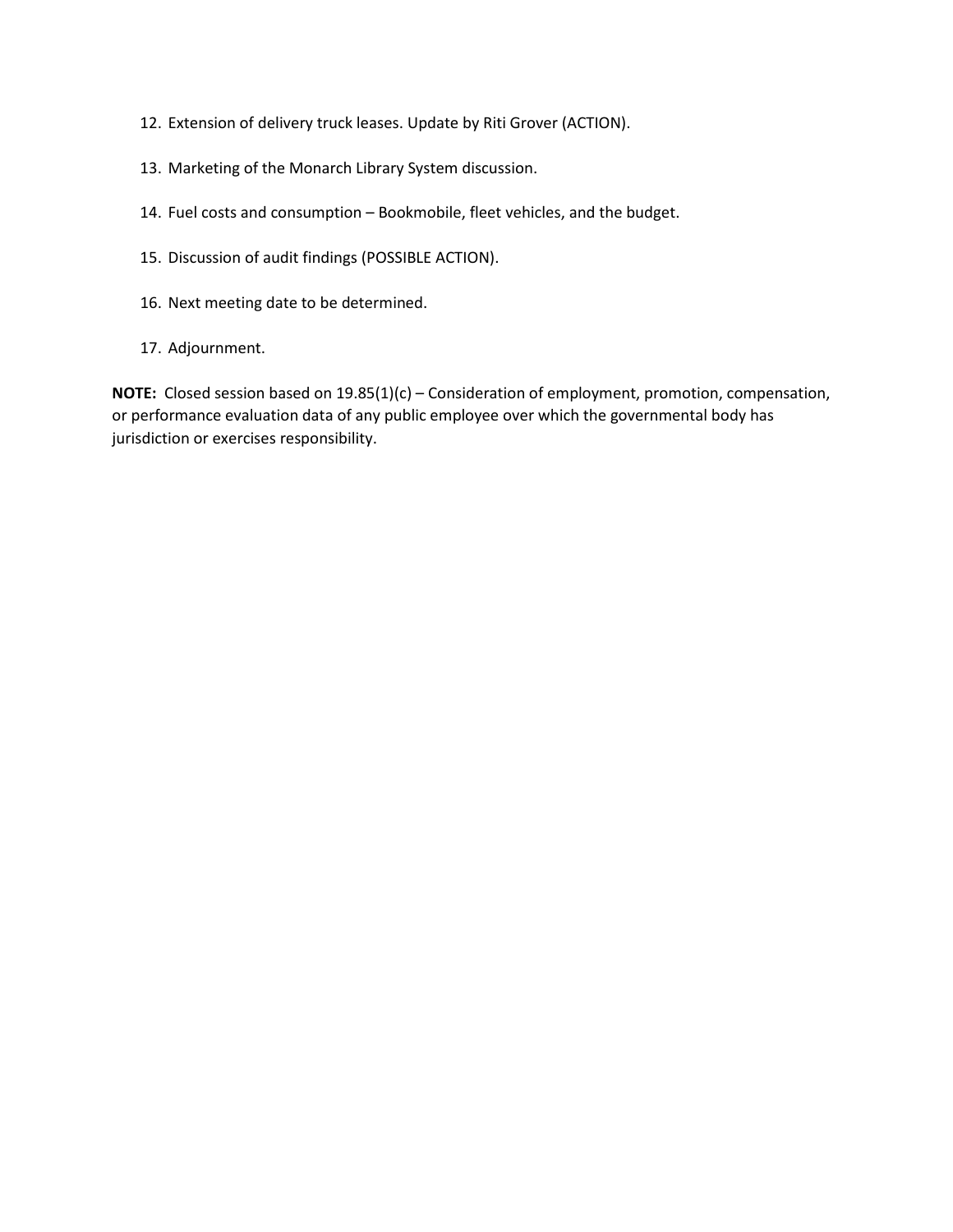12. Extension of delivery truck leases. Update by Riti Grover (ACTION).

13. Marketing of the Monarch Library System discussion.

14. Fuel costs and consumption – Bookmobile, fleet vehicles, and the budget.

15. Discussion of audit findings (POSSIBLE ACTION).

16. Next meeting date to be determined.

17. Adjournment.

**NOTE:** Closed session based on 19.85(1)(c) – Consideration of employment, promotion, compensation, or performance evaluation data of any public employee over which the governmental body has jurisdiction or exercises responsibility.